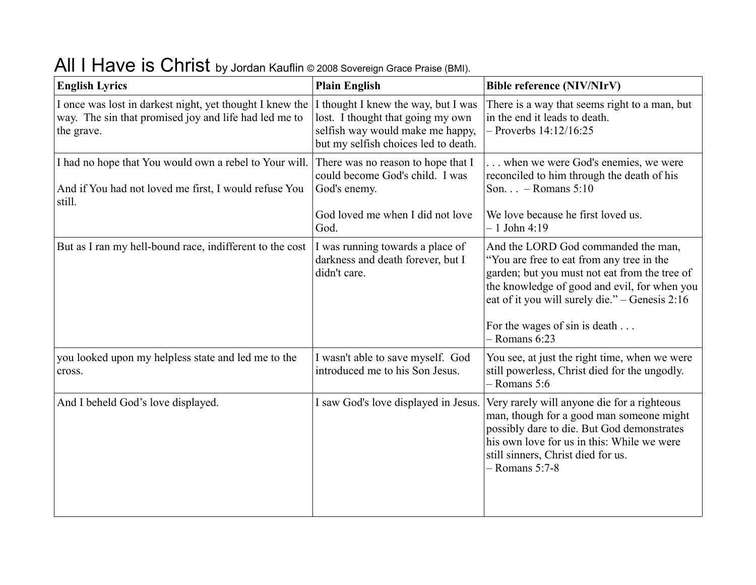# All I Have is Christ by Jordan Kauflin © 2008 Sovereign Grace Praise (BMI).

| English Lyrics | Plain English | Bible reference (NIV/NIrV) |
|---|---|---|
| I once was lost in darkest night, yet thought I knew the way. The sin that promised joy and life had led me to the grave. | I thought I knew the way, but I was lost. I thought that going my own selfish way would make me happy, but my selfish choices led to death. | There is a way that seems right to a man, but in the end it leads to death. – Proverbs 14:12/16:25 |
| I had no hope that You would own a rebel to Your will.<br><br>And if You had not loved me first, I would refuse You still. | There was no reason to hope that I could become God's child. I was God's enemy.<br><br>God loved me when I did not love God. | . . . when we were God's enemies, we were reconciled to him through the death of his Son. . . – Romans 5:10<br><br>We love because he first loved us. – 1 John 4:19 |
| But as I ran my hell-bound race, indifferent to the cost | I was running towards a place of darkness and death forever, but I didn't care. | And the LORD God commanded the man, "You are free to eat from any tree in the garden; but you must not eat from the tree of the knowledge of good and evil, for when you eat of it you will surely die." – Genesis 2:16<br><br>For the wages of sin is death . . . – Romans 6:23 |
| you looked upon my helpless state and led me to the cross. | I wasn't able to save myself. God introduced me to his Son Jesus. | You see, at just the right time, when we were still powerless, Christ died for the ungodly. – Romans 5:6 |
| And I beheld God's love displayed. | I saw God's love displayed in Jesus. | Very rarely will anyone die for a righteous man, though for a good man someone might possibly dare to die. But God demonstrates his own love for us in this: While we were still sinners, Christ died for us. – Romans 5:7-8 |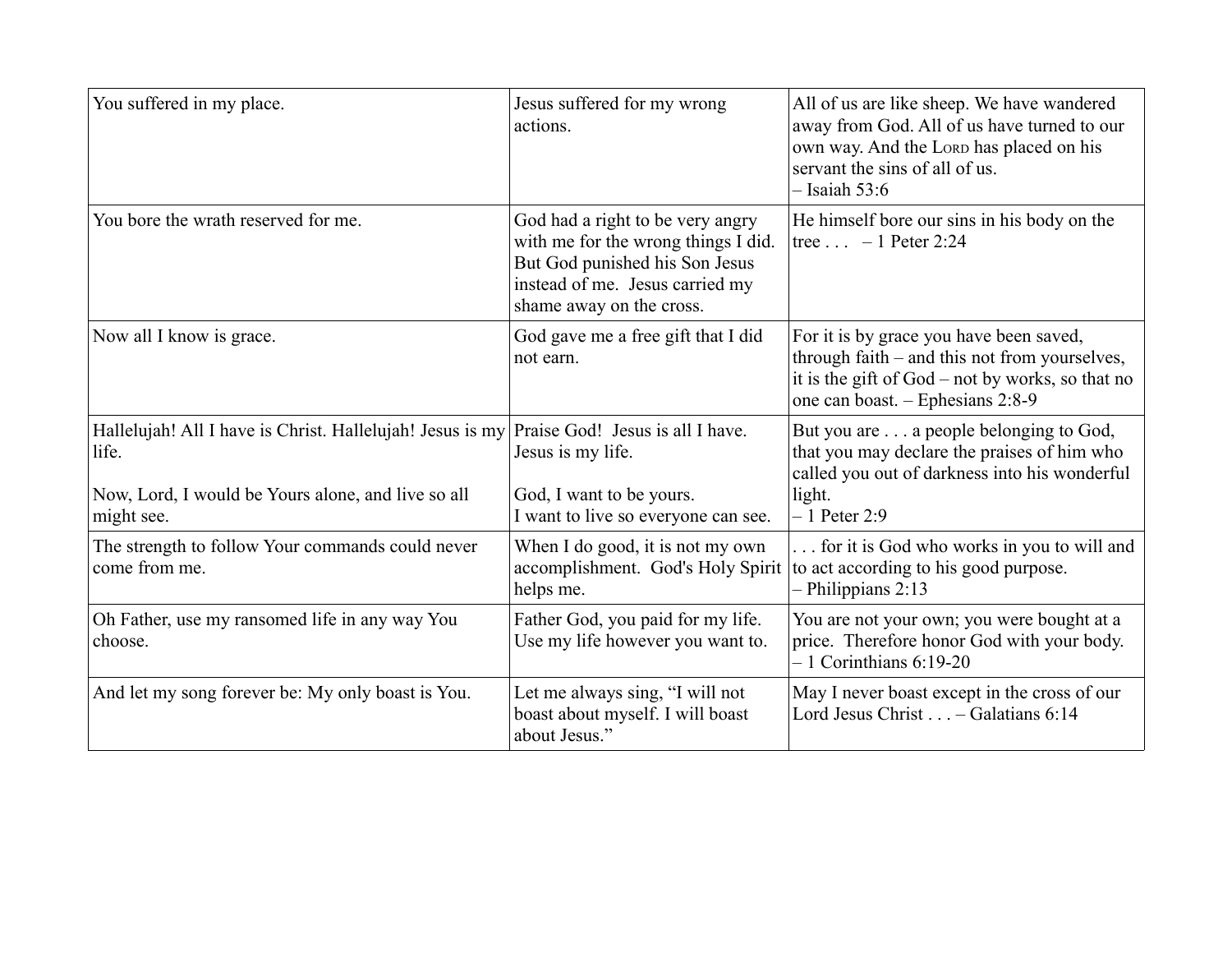| | | |
|---|---|---|
| You suffered in my place. | Jesus suffered for my wrong actions. | All of us are like sheep. We have wandered away from God. All of us have turned to our own way. And the LORD has placed on his servant the sins of all of us.<br>– Isaiah 53:6 |
| You bore the wrath reserved for me. | God had a right to be very angry with me for the wrong things I did. But God punished his Son Jesus instead of me. Jesus carried my shame away on the cross. | He himself bore our sins in his body on the tree . . . – 1 Peter 2:24 |
| Now all I know is grace. | God gave me a free gift that I did not earn. | For it is by grace you have been saved, through faith – and this not from yourselves, it is the gift of God – not by works, so that no one can boast. – Ephesians 2:8-9 |
| Hallelujah! All I have is Christ. Hallelujah! Jesus is my life.<br><br>Now, Lord, I would be Yours alone, and live so all might see. | Praise God! Jesus is all I have. Jesus is my life.<br><br>God, I want to be yours.<br>I want to live so everyone can see. | But you are . . . a people belonging to God, that you may declare the praises of him who called you out of darkness into his wonderful light.<br>– 1 Peter 2:9 |
| The strength to follow Your commands could never come from me. | When I do good, it is not my own accomplishment. God's Holy Spirit helps me. | . . . for it is God who works in you to will and to act according to his good purpose.<br>– Philippians 2:13 |
| Oh Father, use my ransomed life in any way You choose. | Father God, you paid for my life. Use my life however you want to. | You are not your own; you were bought at a price. Therefore honor God with your body.<br>– 1 Corinthians 6:19-20 |
| And let my song forever be: My only boast is You. | Let me always sing, "I will not boast about myself. I will boast about Jesus." | May I never boast except in the cross of our Lord Jesus Christ . . . – Galatians 6:14 |